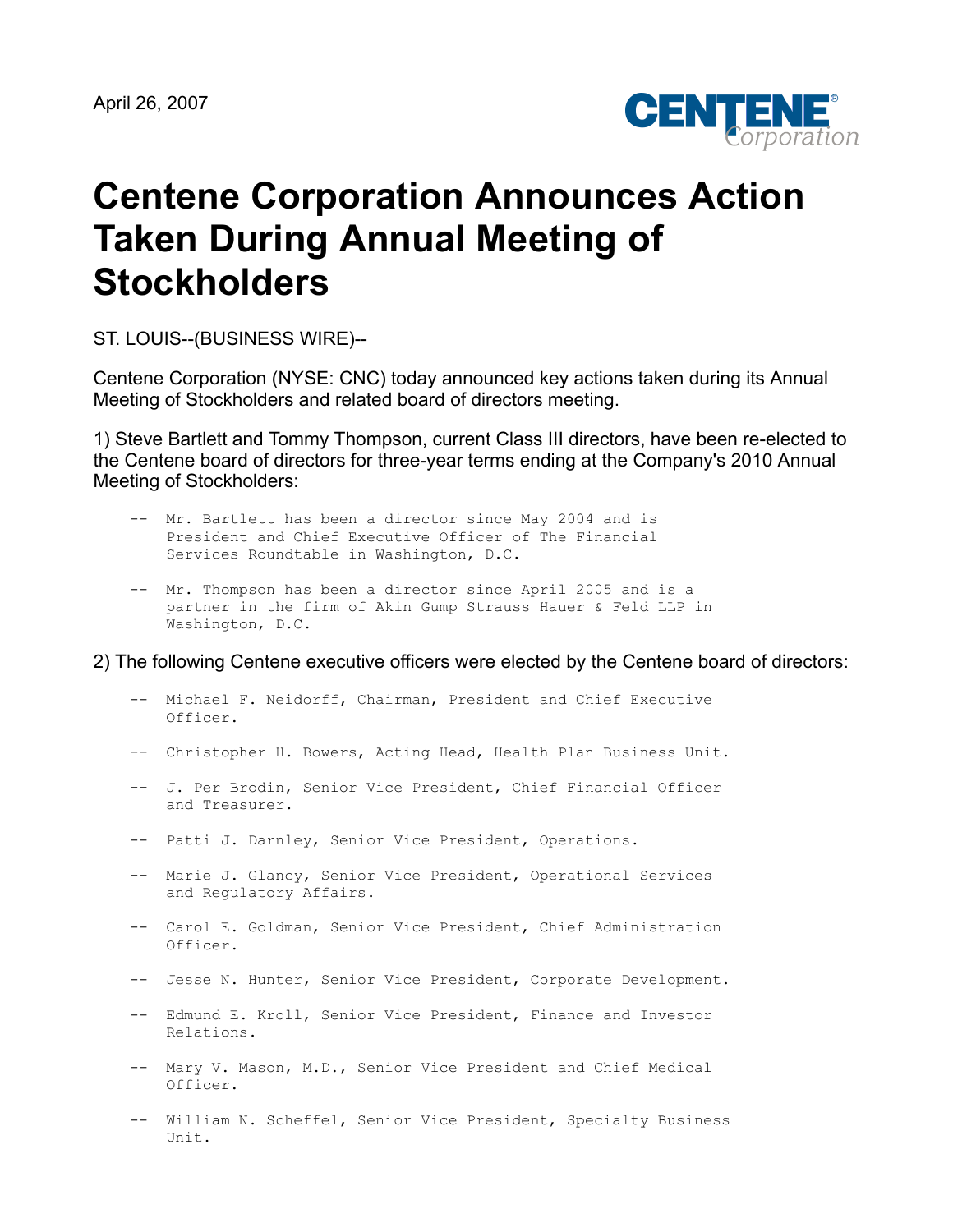April 26, 2007

# Centene Corporation Announces Action Taken During Annual Meeting of Stockholders

ST. LOUIS--(BUSINESS WIRE)--

Centene Corporation (NYSE: CNC) today announced key actions taken during its Annual Meeting of Stockholders and related board of directors meeting.

1) Steve Bartlett and Tommy Thompson, current Class III directors, have been re-elected to the Centene board of directors for three-year terms ending at the Company's 2010 Annual Meeting of Stockholders:

```
--  Mr. Bartlett has been a director since May 2004 and is
    President and Chief Executive Officer of The Financial
    Services Roundtable in Washington, D.C.

--  Mr. Thompson has been a director since April 2005 and is a
    partner in the firm of Akin Gump Strauss Hauer & Feld LLP in
    Washington, D.C.
```

2) The following Centene executive officers were elected by the Centene board of directors:

```
--  Michael F. Neidorff, Chairman, President and Chief Executive
    Officer.

--  Christopher H. Bowers, Acting Head, Health Plan Business Unit.

--  J. Per Brodin, Senior Vice President, Chief Financial Officer
    and Treasurer.

--  Patti J. Darnley, Senior Vice President, Operations.

--  Marie J. Glancy, Senior Vice President, Operational Services
    and Regulatory Affairs.

--  Carol E. Goldman, Senior Vice President, Chief Administration
    Officer.

--  Jesse N. Hunter, Senior Vice President, Corporate Development.

--  Edmund E. Kroll, Senior Vice President, Finance and Investor
    Relations.

--  Mary V. Mason, M.D., Senior Vice President and Chief Medical
    Officer.

--  William N. Scheffel, Senior Vice President, Specialty Business
    Unit.
```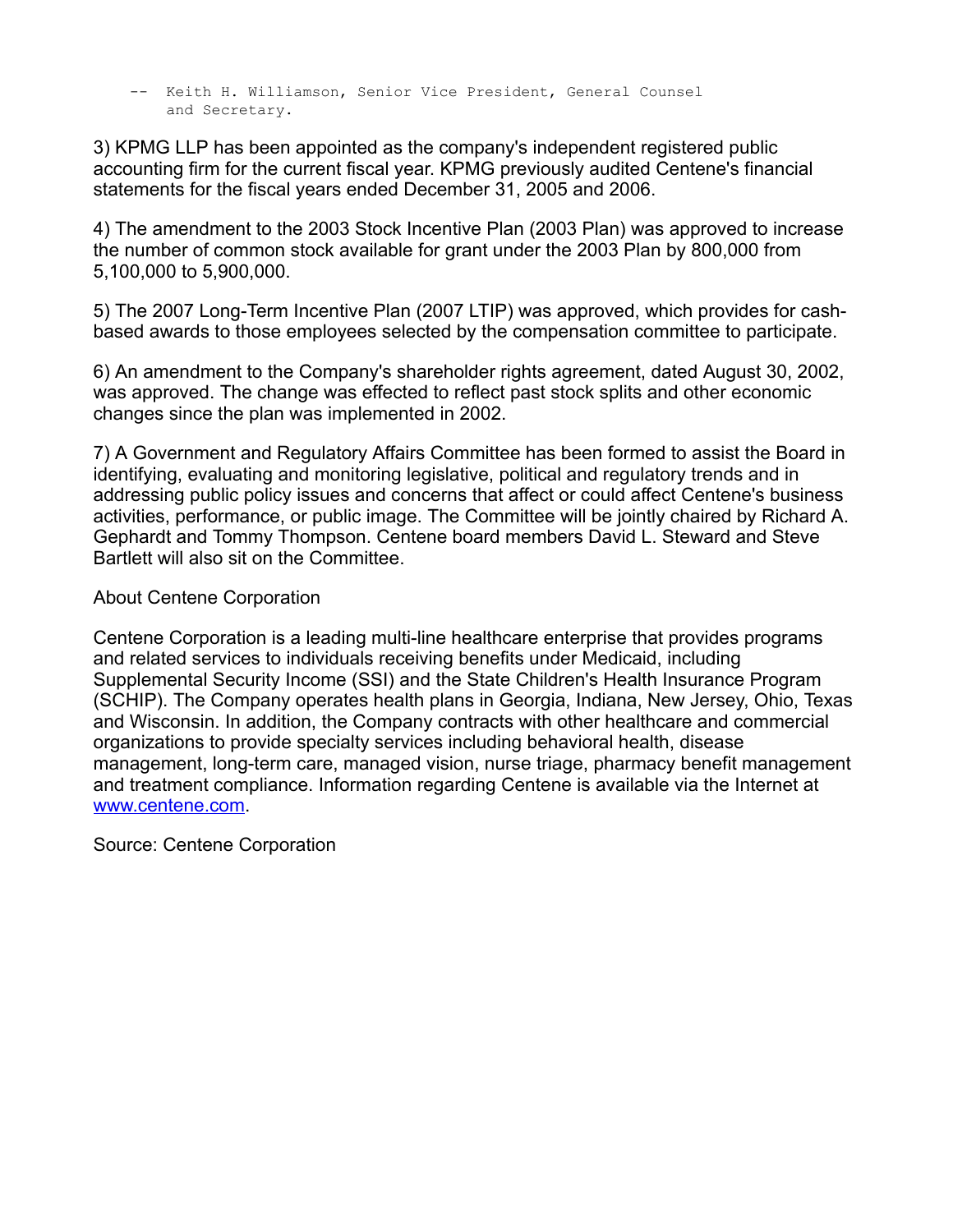```
--  Keith H. Williamson, Senior Vice President, General Counsel
    and Secretary.
```

3) KPMG LLP has been appointed as the company's independent registered public accounting firm for the current fiscal year. KPMG previously audited Centene's financial statements for the fiscal years ended December 31, 2005 and 2006.

4) The amendment to the 2003 Stock Incentive Plan (2003 Plan) was approved to increase the number of common stock available for grant under the 2003 Plan by 800,000 from 5,100,000 to 5,900,000.

5) The 2007 Long-Term Incentive Plan (2007 LTIP) was approved, which provides for cash-based awards to those employees selected by the compensation committee to participate.

6) An amendment to the Company's shareholder rights agreement, dated August 30, 2002, was approved. The change was effected to reflect past stock splits and other economic changes since the plan was implemented in 2002.

7) A Government and Regulatory Affairs Committee has been formed to assist the Board in identifying, evaluating and monitoring legislative, political and regulatory trends and in addressing public policy issues and concerns that affect or could affect Centene's business activities, performance, or public image. The Committee will be jointly chaired by Richard A. Gephardt and Tommy Thompson. Centene board members David L. Steward and Steve Bartlett will also sit on the Committee.

About Centene Corporation

Centene Corporation is a leading multi-line healthcare enterprise that provides programs and related services to individuals receiving benefits under Medicaid, including Supplemental Security Income (SSI) and the State Children's Health Insurance Program (SCHIP). The Company operates health plans in Georgia, Indiana, New Jersey, Ohio, Texas and Wisconsin. In addition, the Company contracts with other healthcare and commercial organizations to provide specialty services including behavioral health, disease management, long-term care, managed vision, nurse triage, pharmacy benefit management and treatment compliance. Information regarding Centene is available via the Internet at www.centene.com.

Source: Centene Corporation